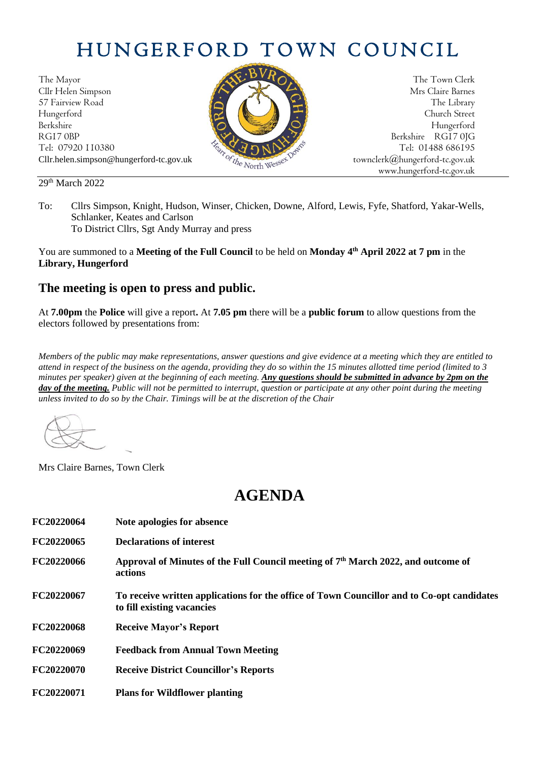# HUNGERFORD TOWN COUNCIL

The Mayor
Cllr Helen Simpson
57 Fairview Road
Hungerford
Berkshire
RG17 0BP
Tel: 07920 110380
Cllr.helen.simpson@hungerford-tc.gov.uk

The Town Clerk
Mrs Claire Barnes
The Library
Church Street
Hungerford
Berkshire RG17 0JG
Tel: 01488 686195
townclerk@hungerford-tc.gov.uk
www.hungerford-tc.gov.uk

29th March 2022

To: Cllrs Simpson, Knight, Hudson, Winser, Chicken, Downe, Alford, Lewis, Fyfe, Shatford, Yakar-Wells, Schlanker, Keates and Carlson
To District Cllrs, Sgt Andy Murray and press

You are summoned to a **Meeting of the Full Council** to be held on **Monday 4th April 2022 at 7 pm** in the **Library, Hungerford**

## The meeting is open to press and public.

At **7.00pm** the **Police** will give a report**.** At **7.05 pm** there will be a **public forum** to allow questions from the electors followed by presentations from:

*Members of the public may make representations, answer questions and give evidence at a meeting which they are entitled to attend in respect of the business on the agenda, providing they do so within the 15 minutes allotted time period (limited to 3 minutes per speaker) given at the beginning of each meeting.* ***Any questions should be submitted in advance by 2pm on the day of the meeting.*** *Public will not be permitted to interrupt, question or participate at any other point during the meeting unless invited to do so by the Chair. Timings will be at the discretion of the Chair*

Mrs Claire Barnes, Town Clerk

# AGENDA

| | |
|---|---|
| **FC20220064** | **Note apologies for absence** |
| **FC20220065** | **Declarations of interest** |
| **FC20220066** | **Approval of Minutes of the Full Council meeting of 7th March 2022, and outcome of actions** |
| **FC20220067** | **To receive written applications for the office of Town Councillor and to Co-opt candidates to fill existing vacancies** |
| **FC20220068** | **Receive Mayor's Report** |
| **FC20220069** | **Feedback from Annual Town Meeting** |
| **FC20220070** | **Receive District Councillor's Reports** |
| **FC20220071** | **Plans for Wildflower planting** |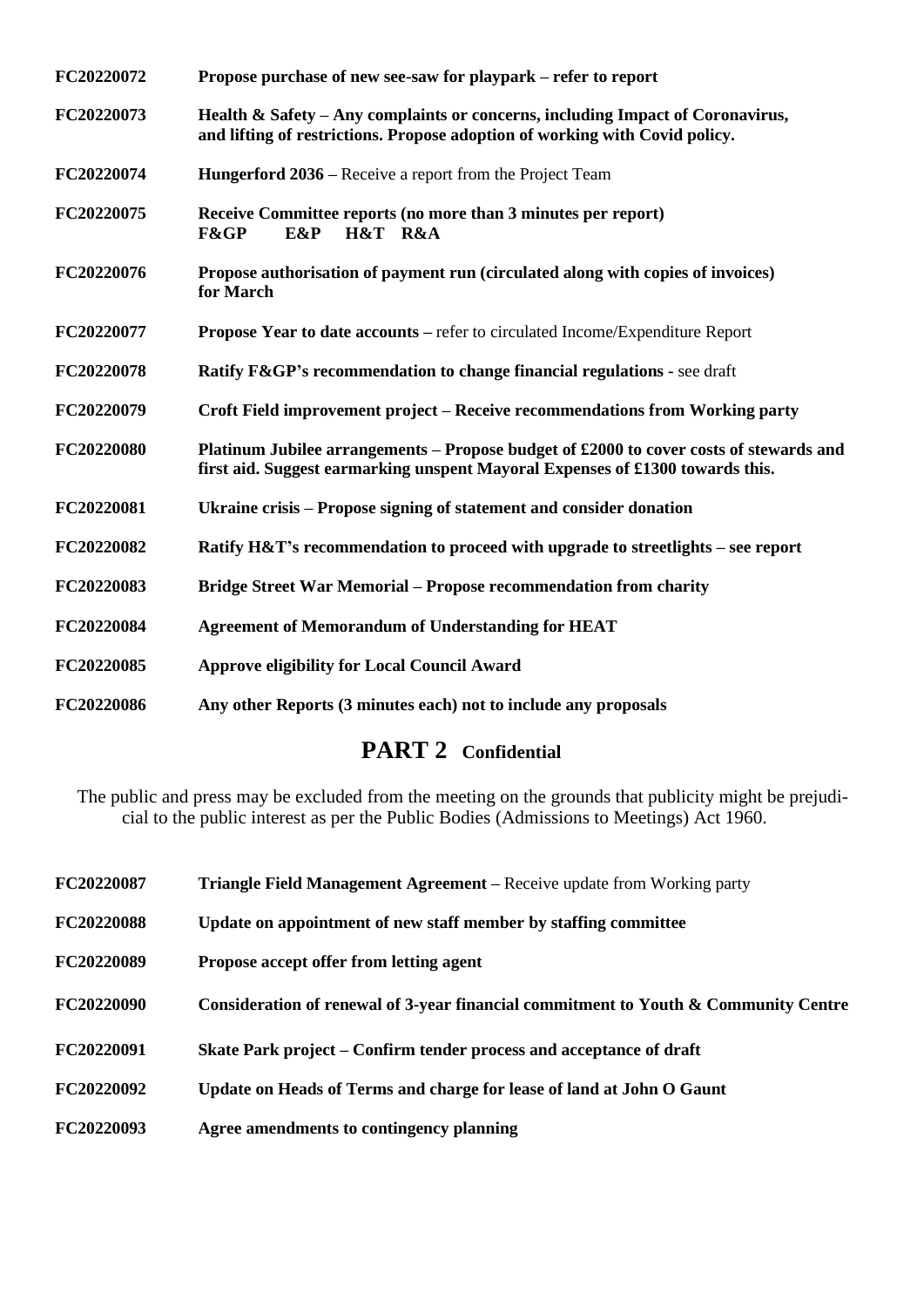**FC20220072** **Propose purchase of new see-saw for playpark – refer to report**

**FC20220073** **Health & Safety – Any complaints or concerns, including Impact of Coronavirus, and lifting of restrictions. Propose adoption of working with Covid policy.**

**FC20220074** **Hungerford 2036 –** Receive a report from the Project Team

**FC20220075** **Receive Committee reports (no more than 3 minutes per report)**
**F&GP E&P H&T R&A**

**FC20220076** **Propose authorisation of payment run (circulated along with copies of invoices) for March**

**FC20220077** **Propose Year to date accounts –** refer to circulated Income/Expenditure Report

**FC20220078** **Ratify F&GP's recommendation to change financial regulations** - see draft

**FC20220079** **Croft Field improvement project – Receive recommendations from Working party**

**FC20220080** **Platinum Jubilee arrangements – Propose budget of £2000 to cover costs of stewards and first aid. Suggest earmarking unspent Mayoral Expenses of £1300 towards this.**

**FC20220081** **Ukraine crisis – Propose signing of statement and consider donation**

**FC20220082** **Ratify H&T's recommendation to proceed with upgrade to streetlights – see report**

**FC20220083** **Bridge Street War Memorial – Propose recommendation from charity**

**FC20220084** **Agreement of Memorandum of Understanding for HEAT**

**FC20220085** **Approve eligibility for Local Council Award**

**FC20220086** **Any other Reports (3 minutes each) not to include any proposals**

## PART 2 Confidential

The public and press may be excluded from the meeting on the grounds that publicity might be prejudicial to the public interest as per the Public Bodies (Admissions to Meetings) Act 1960.

**FC20220087** **Triangle Field Management Agreement –** Receive update from Working party

**FC20220088** **Update on appointment of new staff member by staffing committee**

**FC20220089** **Propose accept offer from letting agent**

**FC20220090** **Consideration of renewal of 3-year financial commitment to Youth & Community Centre**

**FC20220091** **Skate Park project – Confirm tender process and acceptance of draft**

**FC20220092** **Update on Heads of Terms and charge for lease of land at John O Gaunt**

**FC20220093** **Agree amendments to contingency planning**